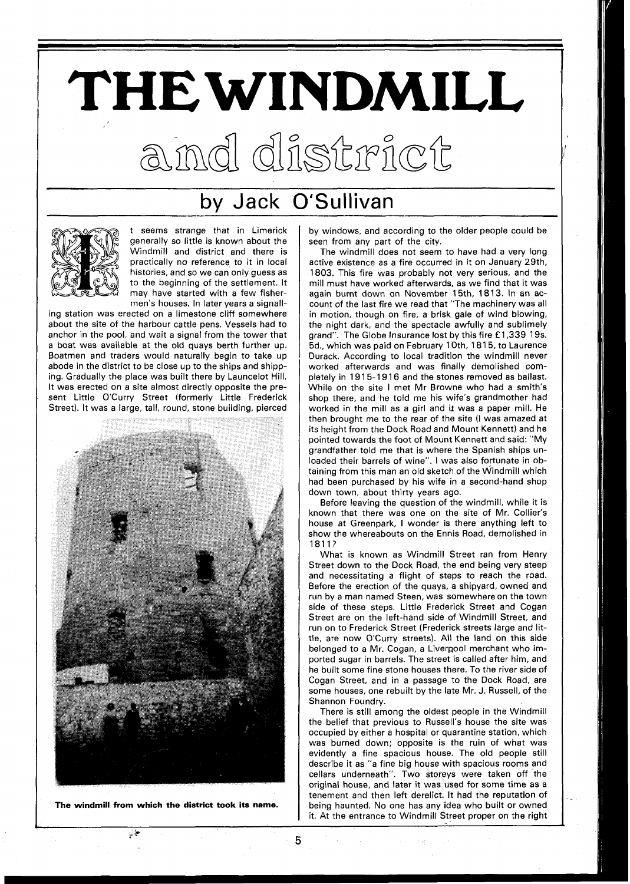# THE WINDMILL

## and district

### by Jack O'Sullivan

It seems strange that in Limerick generally so little is known about the Windmill and district and there is practically no reference to it in local histories, and so we can only guess as to the beginning of the settlement. It may have started with a few fishermen's houses. In later years a signalling station was erected on a limestone cliff somewhere about the site of the harbour cattle pens. Vessels had to anchor in the pool, and wait a signal from the tower that a boat was available at the old quays berth further up. Boatmen and traders would naturally begin to take up abode in the district to be close up to the ships and shipping. Gradually the place was built there by Launcelot Hill. It was erected on a site almost directly opposite the present Little O'Curry Street (formerly Little Frederick Street). It was a large, tall, round, stone building, pierced by windows, and according to the older people could be seen from any part of the city.

**The windmill from which the district took its name.**

The windmill does not seem to have had a very long active existence as a fire occurred in it on January 29th, 1803. This fire was probably not very serious, and the mill must have worked afterwards, as we find that it was again burnt down on November 15th, 1813. In an account of the last fire we read that "The machinery was all in motion, though on fire, a brisk gale of wind blowing, the night dark, and the spectacle awfully and sublimely grand". The Globe Insurance lost by this fire £1,339 19s. 5d., which was paid on February 10th, 1815, to Laurence Durack. According to local tradition the windmill never worked afterwards and was finally demolished completely in 1915-1916 and the stones removed as ballast. While on the site I met Mr Browne who had a smith's shop there, and he told me his wife's grandmother had worked in the mill as a girl and it was a paper mill. He then brought me to the rear of the site (I was amazed at its height from the Dock Road and Mount Kennett) and he pointed towards the foot of Mount Kennett and said: "My grandfather told me that is where the Spanish ships unloaded their barrels of wine". I was also fortunate in obtaining from this man an old sketch of the Windmill which had been purchased by his wife in a second-hand shop down town, about thirty years ago.

Before leaving the question of the windmill, while it is known that there was one on the site of Mr. Collier's house at Greenpark, I wonder is there anything left to show the whereabouts on the Ennis Road, demolished in 1811?

What is known as Windmill Street ran from Henry Street down to the Dock Road, the end being very steep and necessitating a flight of steps to reach the road. Before the erection of the quays, a shipyard, owned and run by a man named Steen, was somewhere on the town side of these steps. Little Frederick Street and Cogan Street are on the left-hand side of Windmill Street, and run on to Frederick Street (Frederick streets large and little, are now O'Curry streets). All the land on this side belonged to a Mr. Cogan, a Liverpool merchant who imported sugar in barrels. The street is called after him, and he built some fine stone houses there. To the river side of Cogan Street, and in a passage to the Dock Road, are some houses, one rebuilt by the late Mr. J. Russell, of the Shannon Foundry.

There is still among the oldest people in the Windmill the belief that previous to Russell's house the site was occupied by either a hospital or quarantine station, which was burned down; opposite is the ruin of what was evidently a fine spacious house. The old people still describe it as "a fine big house with spacious rooms and cellars underneath". Two storeys were taken off the original house, and later it was used for some time as a tenement and then left derelict. It had the reputation of being haunted. No one has any idea who built or owned it. At the entrance to Windmill Street proper on the right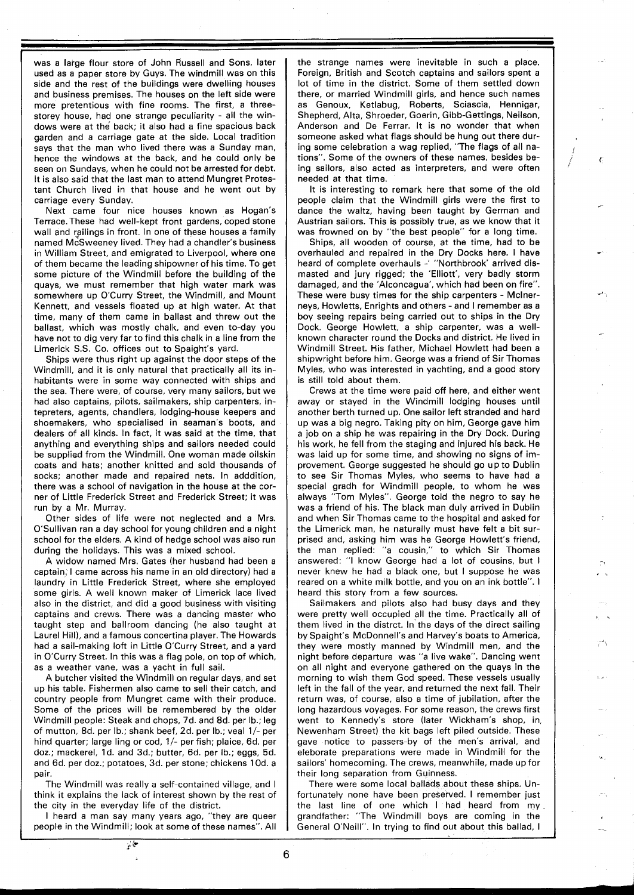was a large flour store of John Russell and Sons, later used as a paper store by Guys. The windmill was on this side and the rest of the buildings were dwelling houses and business premises. The houses on the left side were more pretentious with fine rooms. The first, a three-storey house, had one strange peculiarity - all the windows were at the back; it also had a fine spacious back garden and a carriage gate at the side. Local tradition says that the man who lived there was a Sunday man, hence the windows at the back, and he could only be seen on Sundays, when he could not be arrested for debt. It is also said that the last man to attend Mungret Protestant Church lived in that house and he went out by carriage every Sunday.

Next came four nice houses known as Hogan's Terrace. These had well-kept front gardens, coped stone wall and railings in front. In one of these houses a family named McSweeney lived. They had a chandler's business in William Street, and emigrated to Liverpool, where one of them became the leading shipowner of his time. To get some picture of the Windmill before the building of the quays, we must remember that high water mark was somewhere up O'Curry Street, the Windmill, and Mount Kennett, and vessels floated up at high water. At that time, many of them came in ballast and threw out the ballast, which was mostly chalk, and even to-day you have not to dig very far to find this chalk in a line from the Limerick S.S. Co. offices out to Spaight's yard.

Ships were thus right up against the door steps of the Windmill, and it is only natural that practically all its inhabitants were in some way connected with ships and the sea. There were, of course, very many sailors, but we had also captains, pilots, sailmakers, ship carpenters, intepreters, agents, chandlers, lodging-house keepers and shoemakers, who specialised in seaman's boots, and dealers of all kinds. In fact, it was said at the time, that anything and everything ships and sailors needed could be supplied from the Windmill. One woman made oilskin coats and hats; another knitted and sold thousands of socks; another made and repaired nets. In adddition, there was a school of navigation in the house at the corner of Little Frederick Street and Frederick Street; it was run by a Mr. Murray.

Other sides of life were not neglected and a Mrs. O'Sullivan ran a day school for young children and a night school for the elders. A kind of hedge school was also run during the holidays. This was a mixed school.

A widow named Mrs. Gates (her husband had been a captain; I came across his name in an old directory) had a laundry in Little Frederick Street, where she employed some girls. A well known maker of Limerick lace lived also in the district, and did a good business with visiting captains and crews. There was a dancing master who taught step and ballroom dancing (he also taught at Laurel Hill), and a famous concertina player. The Howards had a sail-making loft in Little O'Curry Street, and a yard in O'Curry Street. In this was a flag pole, on top of which, as a weather vane, was a yacht in full sail.

A butcher visited the Windmill on regular days, and set up his table. Fishermen also came to sell their catch, and country people from Mungret came with their produce. Some of the prices will be remembered by the older Windmill people: Steak and chops, 7d. and 8d. per lb.; leg of mutton, 8d. per lb.; shank beef, 2d. per lb.; veal 1/- per hind quarter; large ling or cod, 1/- per fish; plaice, 6d. per doz.; mackerel, 1d. and 3d.; butter, 6d. per lb.; eggs, 5d. and 6d. per doz.; potatoes, 3d. per stone; chickens 10d. a pair.

The Windmill was really a self-contained village, and I think it explains the lack of interest shown by the rest of the city in the everyday life of the district.

I heard a man say many years ago, "they are queer people in the Windmill; look at some of these names". All the strange names were inevitable in such a place. Foreign, British and Scotch captains and sailors spent a lot of time in the district. Some of them settled down there, or married Windmill girls, and hence such names as Genoux, Ketlabug, Roberts, Sciascia, Hennigar, Shepherd, Alta, Shroeder, Goerin, Gibb-Gettings, Neilson, Anderson and De Ferrar. It is no wonder that when someone asked what flags should be hung out there during some celebration a wag replied, "The flags of all nations". Some of the owners of these names, besides being sailors, also acted as interpreters, and were often needed at that time.

It is interesting to remark here that some of the old people claim that the Windmill girls were the first to dance the waltz, having been taught by German and Austrian sailors. This is possibly true, as we know that it was frowned on by "the best people" for a long time.

Ships, all wooden of course, at the time, had to be overhauled and repaired in the Dry Docks here. I have heard of complete overhauls - "Northbrook' arrived dismasted and jury rigged; the 'Elliott', very badly storm damaged, and the 'Alconcagua', which had been on fire". These were busy times for the ship carpenters - McInerneys, Howletts, Enrights and others - and I remember as a boy seeing repairs being carried out to ships in the Dry Dock. George Howlett, a ship carpenter, was a well-known character round the Docks and district. He lived in Windmill Street. His father, Michael Howlett had been a shipwright before him. George was a friend of Sir Thomas Myles, who was interested in yachting, and a good story is still told about them.

Crews at the time were paid off here, and either went away or stayed in the Windmill lodging houses until another berth turned up. One sailor left stranded and hard up was a big negro. Taking pity on him, George gave him a job on a ship he was repairing in the Dry Dock. During his work, he fell from the staging and injured his back. He was laid up for some time, and showing no signs of improvement. George suggested he should go up to Dublin to see Sir Thomas Myles, who seems to have had a special gradh for Windmill people, to whom he was always "Tom Myles". George told the negro to say he was a friend of his. The black man duly arrived in Dublin and when Sir Thomas came to the hospital and asked for the Limerick man, he naturally must have felt a bit surprised and, asking him was he George Howlett's friend, the man replied: "a cousin," to which Sir Thomas answered: "I know George had a lot of cousins, but I never knew he had a black one, but I suppose he was reared on a white milk bottle, and you on an ink bottle". I heard this story from a few sources.

Sailmakers and pilots also had busy days and they were pretty well occupied all the time. Practically all of them lived in the distrct. In the days of the direct sailing by Spaight's McDonnell's and Harvey's boats to America, they were mostly manned by Windmill men, and the night before departure was "a live wake". Dancing went on all night and everyone gathered on the quays in the morning to wish them God speed. These vessels usually left in the fall of the year, and returned the next fall. Their return was, of course, also a time of jubilation, after the long hazardous voyages. For some reason, the crews first went to Kennedy's store (later Wickham's shop, in Newenham Street) the kit bags left piled outside. These gave notice to passers-by of the men's arrival, and eleborate preparations were made in Windmill for the sailors' homecoming. The crews, meanwhile, made up for their long separation from Guinness.

There were some local ballads about these ships. Unfortunately none have been preserved. I remember just the last line of one which I had heard from my grandfather: "The Windmill boys are coming in the General O'Neill". In trying to find out about this ballad, I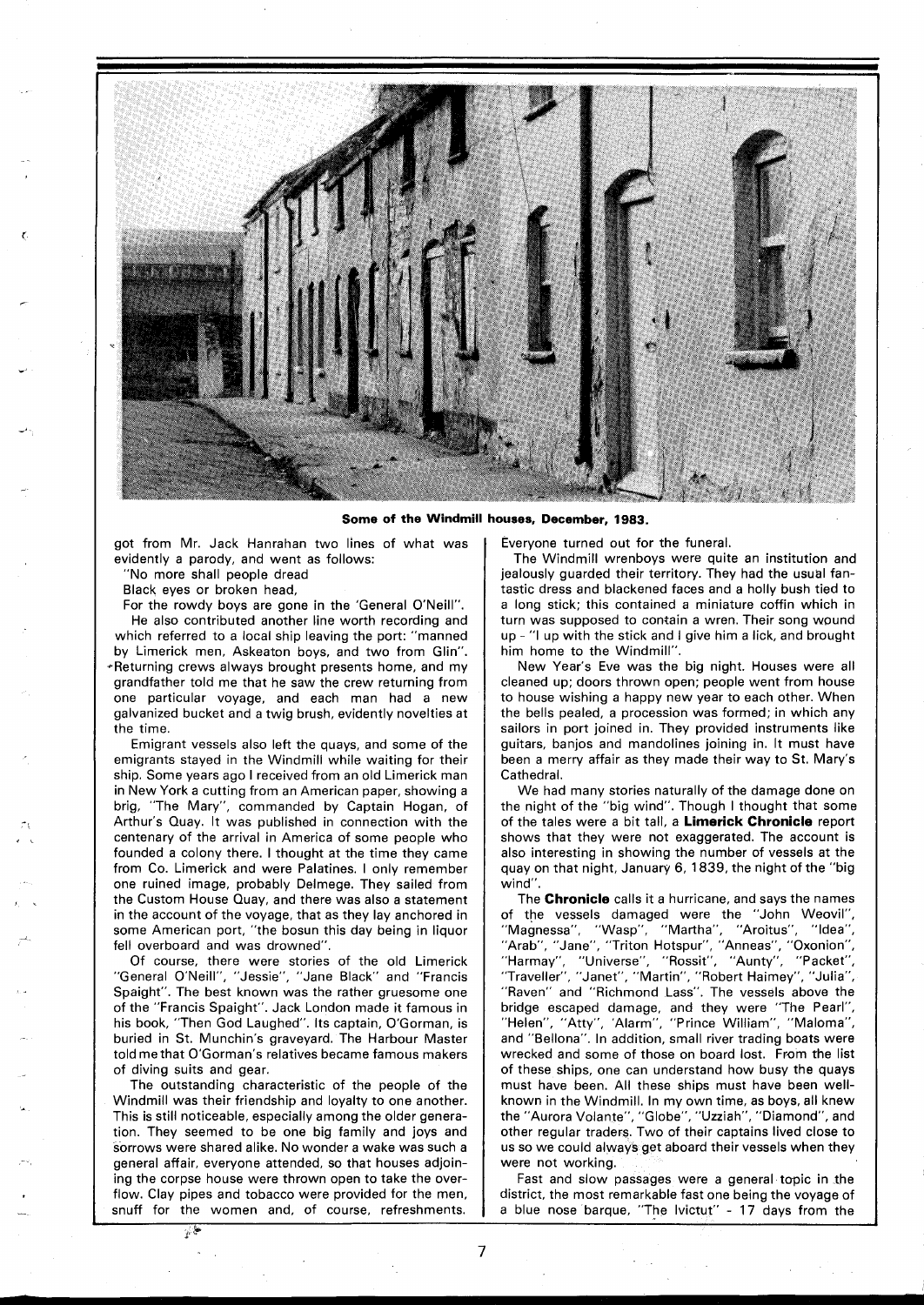**Some of the Windmill houses, December, 1983.**

got from Mr. Jack Hanrahan two lines of what was evidently a parody, and went as follows:

"No more shall people dread
Black eyes or broken head,
For the rowdy boys are gone in the 'General O'Neill".

He also contributed another line worth recording and which referred to a local ship leaving the port: "manned by Limerick men, Askeaton boys, and two from Glin". Returning crews always brought presents home, and my grandfather told me that he saw the crew returning from one particular voyage, and each man had a new galvanized bucket and a twig brush, evidently novelties at the time.

Emigrant vessels also left the quays, and some of the emigrants stayed in the Windmill while waiting for their ship. Some years ago I received from an old Limerick man in New York a cutting from an American paper, showing a brig, "The Mary", commanded by Captain Hogan, of Arthur's Quay. It was published in connection with the centenary of the arrival in America of some people who founded a colony there. I thought at the time they came from Co. Limerick and were Palatines. I only remember one ruined image, probably Delmege. They sailed from the Custom House Quay, and there was also a statement in the account of the voyage, that as they lay anchored in some American port, "the bosun this day being in liquor fell overboard and was drowned".

Of course, there were stories of the old Limerick "General O'Neill", "Jessie", "Jane Black" and "Francis Spaight". The best known was the rather gruesome one of the "Francis Spaight". Jack London made it famous in his book, "Then God Laughed". Its captain, O'Gorman, is buried in St. Munchin's graveyard. The Harbour Master told me that O'Gorman's relatives became famous makers of diving suits and gear.

The outstanding characteristic of the people of the Windmill was their friendship and loyalty to one another. This is still noticeable, especially among the older generation. They seemed to be one big family and joys and sorrows were shared alike. No wonder a wake was such a general affair, everyone attended, so that houses adjoining the corpse house were thrown open to take the overflow. Clay pipes and tobacco were provided for the men, snuff for the women and, of course, refreshments. Everyone turned out for the funeral.

The Windmill wrenboys were quite an institution and jealously guarded their territory. They had the usual fantastic dress and blackened faces and a holly bush tied to a long stick; this contained a miniature coffin which in turn was supposed to contain a wren. Their song wound up - "I up with the stick and I give him a lick, and brought him home to the Windmill".

New Year's Eve was the big night. Houses were all cleaned up; doors thrown open; people went from house to house wishing a happy new year to each other. When the bells pealed, a procession was formed; in which any sailors in port joined in. They provided instruments like guitars, banjos and mandolines joining in. It must have been a merry affair as they made their way to St. Mary's Cathedral.

We had many stories naturally of the damage done on the night of the "big wind". Though I thought that some of the tales were a bit tall, a **Limerick Chronicle** report shows that they were not exaggerated. The account is also interesting in showing the number of vessels at the quay on that night, January 6, 1839, the night of the "big wind".

The **Chronicle** calls it a hurricane, and says the names of the vessels damaged were the "John Weovil", "Magnessa", "Wasp", "Martha", "Aroitus", "Idea", "Arab", "Jane", "Triton Hotspur", "Anneas", "Oxonion", "Harmay", "Universe", "Rossit", "Aunty", "Packet", "Traveller", "Janet", "Martin", "Robert Haimey", "Julia", "Raven" and "Richmond Lass". The vessels above the bridge escaped damage, and they were "The Pearl", "Helen", "Atty", 'Alarm", "Prince William", "Maloma", and "Bellona". In addition, small river trading boats were wrecked and some of those on board lost. From the list of these ships, one can understand how busy the quays must have been. All these ships must have been well-known in the Windmill. In my own time, as boys, all knew the "Aurora Volante", "Globe", "Uzziah", "Diamond", and other regular traders. Two of their captains lived close to us so we could always get aboard their vessels when they were not working.

Fast and slow passages were a general topic in the district, the most remarkable fast one being the voyage of a blue nose barque, "The Ivictut" - 17 days from the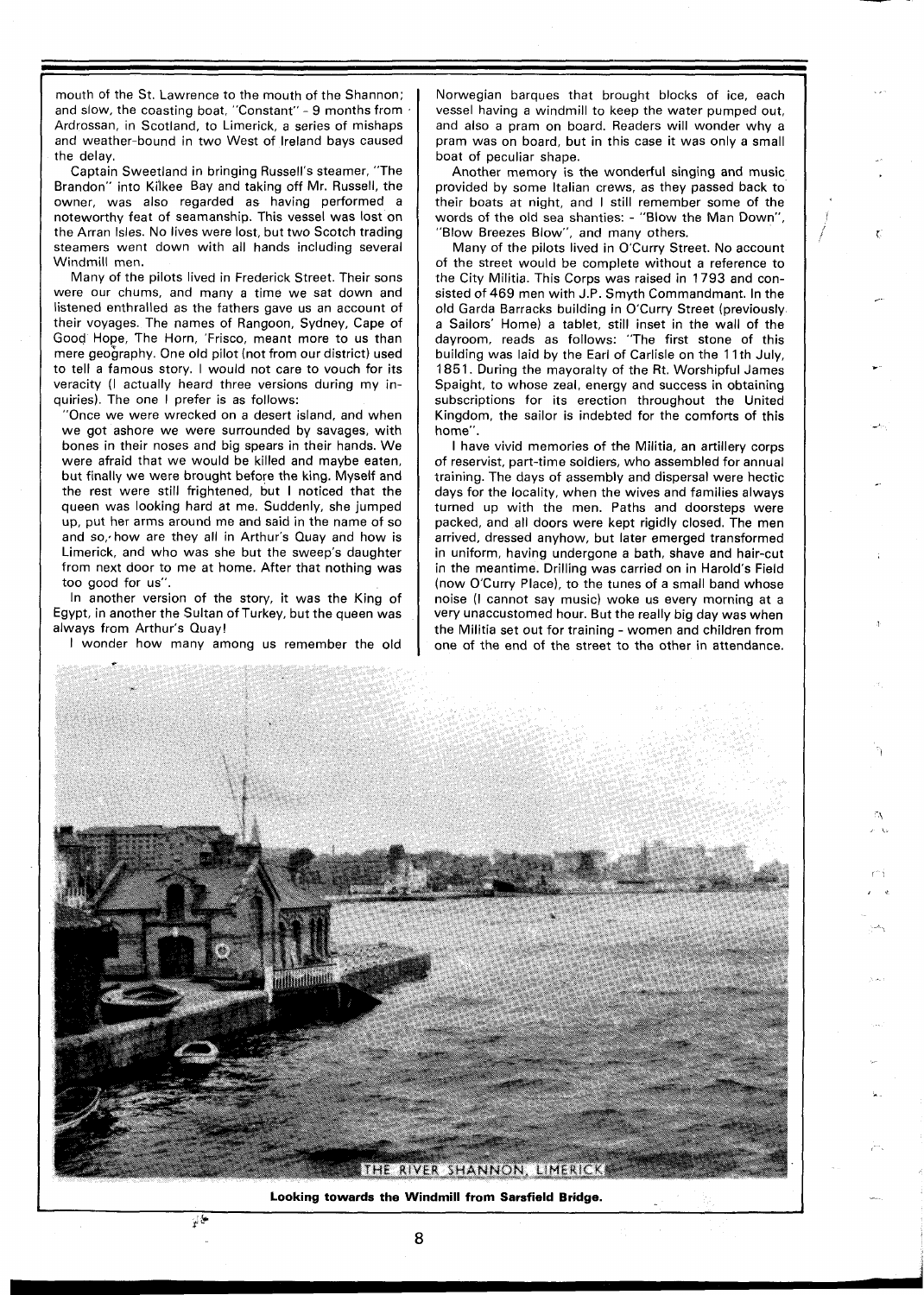mouth of the St. Lawrence to the mouth of the Shannon; and slow, the coasting boat, "Constant" - 9 months from Ardrossan, in Scotland, to Limerick, a series of mishaps and weather-bound in two West of Ireland bays caused the delay.

Captain Sweetland in bringing Russell's steamer, "The Brandon" into Kilkee Bay and taking off Mr. Russell, the owner, was also regarded as having performed a noteworthy feat of seamanship. This vessel was lost on the Arran Isles. No lives were lost, but two Scotch trading steamers went down with all hands including several Windmill men.

Many of the pilots lived in Frederick Street. Their sons were our chums, and many a time we sat down and listened enthralled as the fathers gave us an account of their voyages. The names of Rangoon, Sydney, Cape of Good Hope, The Horn, 'Frisco, meant more to us than mere geography. One old pilot (not from our district) used to tell a famous story. I would not care to vouch for its veracity (I actually heard three versions during my inquiries). The one I prefer is as follows:

"Once we were wrecked on a desert island, and when we got ashore we were surrounded by savages, with bones in their noses and big spears in their hands. We were afraid that we would be killed and maybe eaten, but finally we were brought before the king. Myself and the rest were still frightened, but I noticed that the queen was looking hard at me. Suddenly, she jumped up, put her arms around me and said in the name of so and so, how are they all in Arthur's Quay and how is Limerick, and who was she but the sweep's daughter from next door to me at home. After that nothing was too good for us".

In another version of the story, it was the King of Egypt, in another the Sultan of Turkey, but the queen was always from Arthur's Quay!

I wonder how many among us remember the old Norwegian barques that brought blocks of ice, each vessel having a windmill to keep the water pumped out, and also a pram on board. Readers will wonder why a pram was on board, but in this case it was only a small boat of peculiar shape.

Another memory is the wonderful singing and music provided by some Italian crews, as they passed back to their boats at night, and I still remember some of the words of the old sea shanties: - "Blow the Man Down", "Blow Breezes Blow", and many others.

Many of the pilots lived in O'Curry Street. No account of the street would be complete without a reference to the City Militia. This Corps was raised in 1793 and consisted of 469 men with J.P. Smyth Commandmant. In the old Garda Barracks building in O'Curry Street (previously a Sailors' Home) a tablet, still inset in the wall of the dayroom, reads as follows: "The first stone of this building was laid by the Earl of Carlisle on the 11th July, 1851. During the mayoralty of the Rt. Worshipful James Spaight, to whose zeal, energy and success in obtaining subscriptions for its erection throughout the United Kingdom, the sailor is indebted for the comforts of this home".

I have vivid memories of the Militia, an artillery corps of reservist, part-time soldiers, who assembled for annual training. The days of assembly and dispersal were hectic days for the locality, when the wives and families always turned up with the men. Paths and doorsteps were packed, and all doors were kept rigidly closed. The men arrived, dressed anyhow, but later emerged transformed in uniform, having undergone a bath, shave and hair-cut in the meantime. Drilling was carried on in Harold's Field (now O'Curry Place), to the tunes of a small band whose noise (I cannot say music) woke us every morning at a very unaccustomed hour. But the really big day was when the Militia set out for training - women and children from one of the end of the street to the other in attendance.

THE RIVER SHANNON, LIMERICK

**Looking towards the Windmill from Sarsfield Bridge.**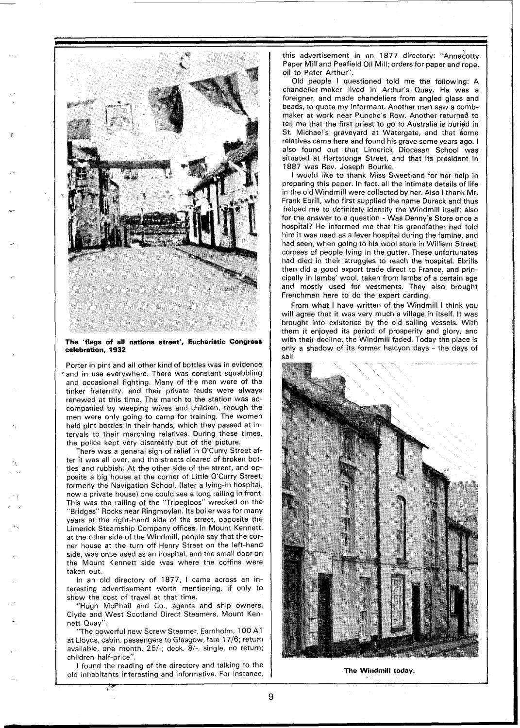**The 'flags of all nations street', Eucharistic Congress celebration, 1932**

Porter in pint and all other kind of bottles was in evidence and in use everywhere. There was constant squabbling and occasional fighting. Many of the men were of the tinker fraternity, and their private feuds were always renewed at this time. The march to the station was accompanied by weeping wives and children, though the men were only going to camp for training. The women held pint bottles in their hands, which they passed at intervals to their marching relatives. During these times, the police kept very discreetly out of the picture.

There was a general sigh of relief in O'Curry Street after it was all over, and the streets cleared of broken bottles and rubbish. At the other side of the street, and opposite a big house at the corner of Little O'Curry Street, formerly the Navigation School, (later a lying-in hospital, now a private house) one could see a long railing in front. This was the railing of the "Tripegloos" wrecked on the "Bridges" Rocks near Ringmoylan. Its boiler was for many years at the right-hand side of the street, opposite the Limerick Steamship Company offices. In Mount Kennett, at the other side of the Windmill, people say that the corner house at the turn off Henry Street on the left-hand side, was once used as an hospital, and the small door on the Mount Kennett side was where the coffins were taken out.

In an old directory of 1877, I came across an interesting advertisement worth mentioning, if only to show the cost of travel at that time.

"Hugh McPhail and Co., agents and ship owners, Clyde and West Scotland Direct Steamers, Mount Kennett Quay".

"The powerful new Screw Steamer, Earnholm, 100 A1 at Lloyds, cabin, passengers to Glasgow, fare 17/6; return available, one month, 25/-; deck, 8/-, single, no return; children half-price".

I found the reading of the directory and talking to the old inhabitants interesting and informative. For instance, this advertisement in an 1877 directory: "Annacotty Paper Mill and Peafield Oil Mill; orders for paper and rope, oil to Peter Arthur".

Old people I questioned told me the following: A chandelier-maker lived in Arthur's Quay. He was a foreigner, and made chandeliers from angled glass and beads, to quote my informant. Another man saw a comb-maker at work near Punche's Row. Another returned to tell me that the first priest to go to Australia is buried in St. Michael's graveyard at Watergate, and that some relatives came here and found his grave some years ago. I also found out that Limerick Diocesan School was situated at Hartstonge Street, and that its president in 1887 was Rev. Joseph Bourke.

I would like to thank Miss Sweetland for her help in preparing this paper. In fact, all the intimate details of life in the old Windmill were collected by her. Also I thank Mr. Frank Ebrill, who first supplied the name Durack and thus helped me to definitely identify the Windmill itself; also for the answer to a question - Was Denny's Store once a hospital? He informed me that his grandfather had told him it was used as a fever hospital during the famine, and had seen, when going to his wool store in William Street, corpses of people lying in the gutter. These unfortunates had died in their struggles to reach the hospital. Ebrills then did a good export trade direct to France, and principally in lambs' wool, taken from lambs of a certain age and mostly used for vestments. They also brought Frenchmen here to do the expert carding.

From what I have written of the Windmill I think you will agree that it was very much a village in itself. It was brought into existence by the old sailing vessels. With them it enjoyed its period of prosperity and glory, and with their decline, the Windmill faded. Today the place is only a shadow of its former halcyon days - the days of sail.

**The Windmill today.**